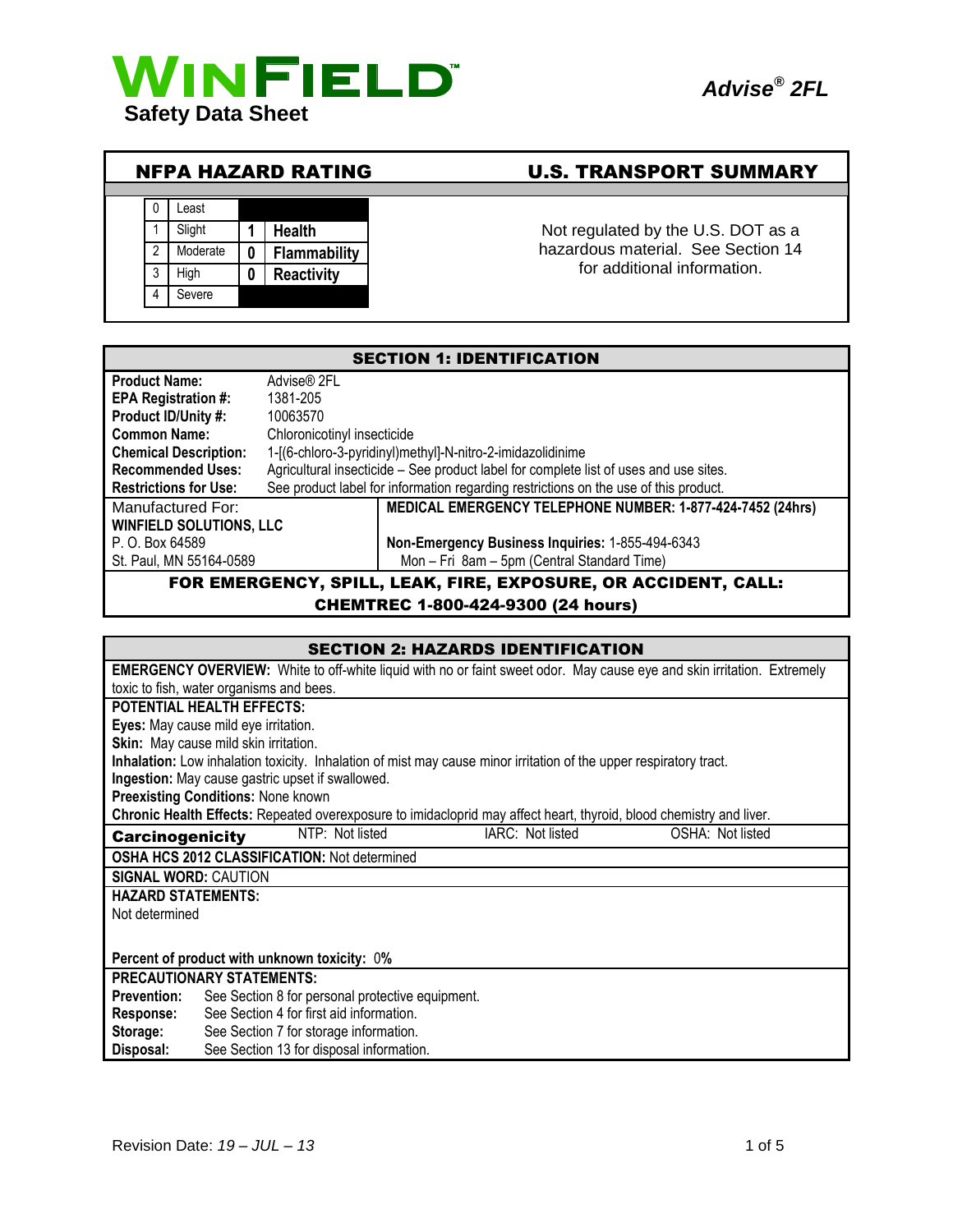**WINFIELD™**
**Safety Data Sheet**

***Advise® 2FL***

## NFPA HAZARD RATING

| | | | |
|---|---|---|---|
| 0 | Least | | |
| 1 | Slight | 1 | Health |
| 2 | Moderate | 0 | Flammability |
| 3 | High | 0 | Reactivity |
| 4 | Severe | | |

## U.S. TRANSPORT SUMMARY

Not regulated by the U.S. DOT as a hazardous material. See Section 14 for additional information.

## SECTION 1: IDENTIFICATION

| | |
|---|---|
| **Product Name:** | Advise® 2FL |
| **EPA Registration #:** | 1381-205 |
| **Product ID/Unity #:** | 10063570 |
| **Common Name:** | Chloronicotinyl insecticide |
| **Chemical Description:** | 1-[(6-chloro-3-pyridinyl)methyl]-N-nitro-2-imidazolidinime |
| **Recommended Uses:** | Agricultural insecticide – See product label for complete list of uses and use sites. |
| **Restrictions for Use:** | See product label for information regarding restrictions on the use of this product. |

| | |
|---|---|
| Manufactured For: | **MEDICAL EMERGENCY TELEPHONE NUMBER: 1-877-424-7452 (24hrs)** |
| **WINFIELD SOLUTIONS, LLC** | |
| P. O. Box 64589 | **Non-Emergency Business Inquiries:** 1-855-494-6343 |
| St. Paul, MN 55164-0589 | Mon – Fri 8am – 5pm (Central Standard Time) |

**FOR EMERGENCY, SPILL, LEAK, FIRE, EXPOSURE, OR ACCIDENT, CALL: CHEMTREC 1-800-424-9300 (24 hours)**

## SECTION 2: HAZARDS IDENTIFICATION

**EMERGENCY OVERVIEW:** White to off-white liquid with no or faint sweet odor. May cause eye and skin irritation. Extremely toxic to fish, water organisms and bees.

**POTENTIAL HEALTH EFFECTS:**

**Eyes:** May cause mild eye irritation.

**Skin:** May cause mild skin irritation.

**Inhalation:** Low inhalation toxicity. Inhalation of mist may cause minor irritation of the upper respiratory tract.

**Ingestion:** May cause gastric upset if swallowed.

**Preexisting Conditions:** None known

**Chronic Health Effects:** Repeated overexposure to imidacloprid may affect heart, thyroid, blood chemistry and liver.

| **Carcinogenicity** | NTP: Not listed | IARC: Not listed | OSHA: Not listed |
|---|---|---|---|

**OSHA HCS 2012 CLASSIFICATION:** Not determined

**SIGNAL WORD:** CAUTION

**HAZARD STATEMENTS:**

Not determined

**Percent of product with unknown toxicity:** 0%

**PRECAUTIONARY STATEMENTS:**

| | |
|---|---|
| **Prevention:** | See Section 8 for personal protective equipment. |
| **Response:** | See Section 4 for first aid information. |
| **Storage:** | See Section 7 for storage information. |
| **Disposal:** | See Section 13 for disposal information. |

Revision Date: *19 – JUL – 13*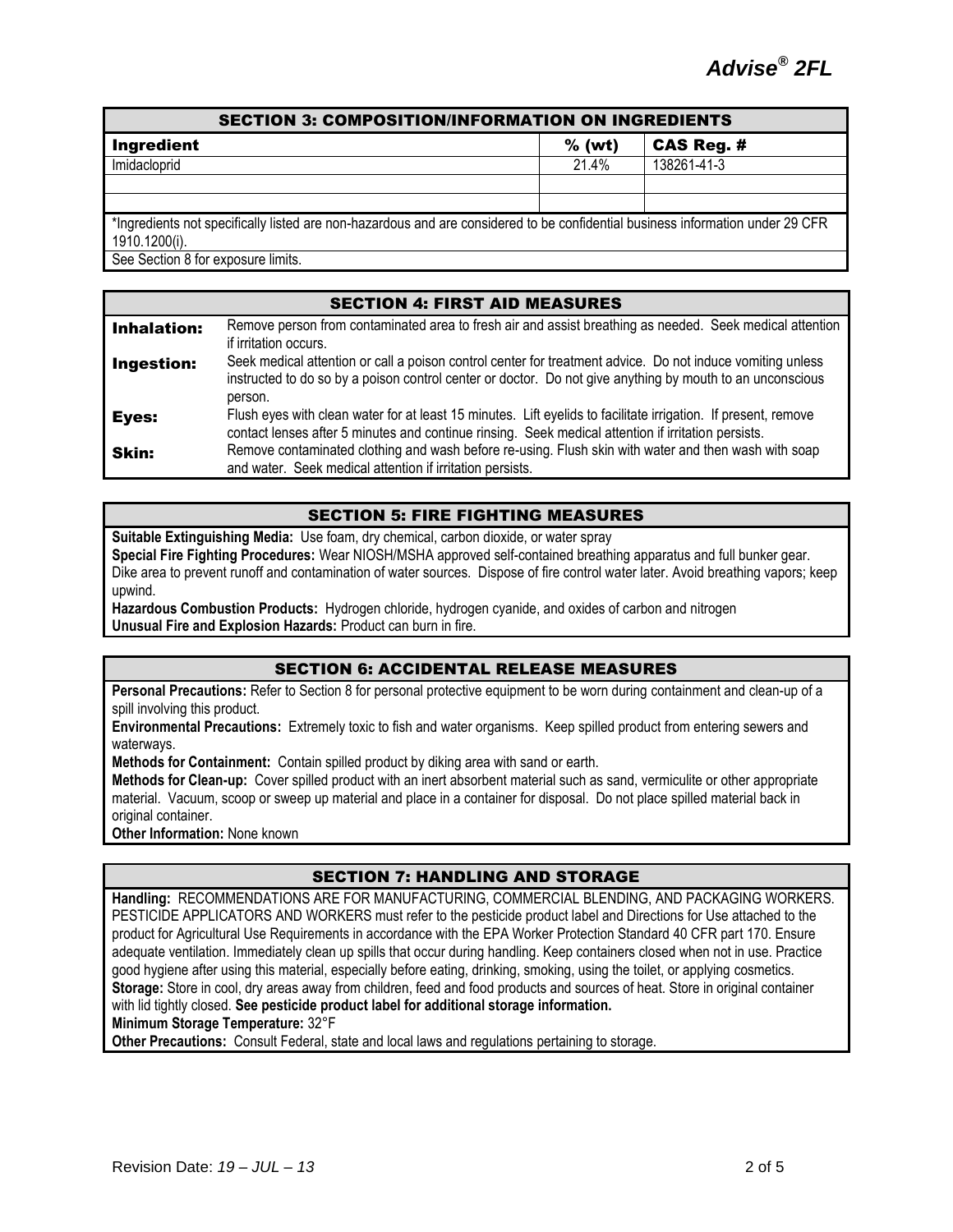## SECTION 3: COMPOSITION/INFORMATION ON INGREDIENTS

| Ingredient | % (wt) | CAS Reg. # |
|---|---|---|
| Imidacloprid | 21.4% | 138261-41-3 |
| | | |
| | | |

*Ingredients not specifically listed are non-hazardous and are considered to be confidential business information under 29 CFR 1910.1200(i).

See Section 8 for exposure limits.

## SECTION 4: FIRST AID MEASURES

**Inhalation:** Remove person from contaminated area to fresh air and assist breathing as needed. Seek medical attention if irritation occurs.

**Ingestion:** Seek medical attention or call a poison control center for treatment advice. Do not induce vomiting unless instructed to do so by a poison control center or doctor. Do not give anything by mouth to an unconscious person.

**Eyes:** Flush eyes with clean water for at least 15 minutes. Lift eyelids to facilitate irrigation. If present, remove contact lenses after 5 minutes and continue rinsing. Seek medical attention if irritation persists.

**Skin:** Remove contaminated clothing and wash before re-using. Flush skin with water and then wash with soap and water. Seek medical attention if irritation persists.

## SECTION 5: FIRE FIGHTING MEASURES

**Suitable Extinguishing Media:** Use foam, dry chemical, carbon dioxide, or water spray

**Special Fire Fighting Procedures:** Wear NIOSH/MSHA approved self-contained breathing apparatus and full bunker gear. Dike area to prevent runoff and contamination of water sources. Dispose of fire control water later. Avoid breathing vapors; keep upwind.

**Hazardous Combustion Products:** Hydrogen chloride, hydrogen cyanide, and oxides of carbon and nitrogen

**Unusual Fire and Explosion Hazards:** Product can burn in fire.

## SECTION 6: ACCIDENTAL RELEASE MEASURES

**Personal Precautions:** Refer to Section 8 for personal protective equipment to be worn during containment and clean-up of a spill involving this product.

**Environmental Precautions:** Extremely toxic to fish and water organisms. Keep spilled product from entering sewers and waterways.

**Methods for Containment:** Contain spilled product by diking area with sand or earth.

**Methods for Clean-up:** Cover spilled product with an inert absorbent material such as sand, vermiculite or other appropriate material. Vacuum, scoop or sweep up material and place in a container for disposal. Do not place spilled material back in original container.

**Other Information:** None known

## SECTION 7: HANDLING AND STORAGE

**Handling:** RECOMMENDATIONS ARE FOR MANUFACTURING, COMMERCIAL BLENDING, AND PACKAGING WORKERS. PESTICIDE APPLICATORS AND WORKERS must refer to the pesticide product label and Directions for Use attached to the product for Agricultural Use Requirements in accordance with the EPA Worker Protection Standard 40 CFR part 170. Ensure adequate ventilation. Immediately clean up spills that occur during handling. Keep containers closed when not in use. Practice good hygiene after using this material, especially before eating, drinking, smoking, using the toilet, or applying cosmetics.

**Storage:** Store in cool, dry areas away from children, feed and food products and sources of heat. Store in original container with lid tightly closed. **See pesticide product label for additional storage information.**

**Minimum Storage Temperature:** 32°F

**Other Precautions:** Consult Federal, state and local laws and regulations pertaining to storage.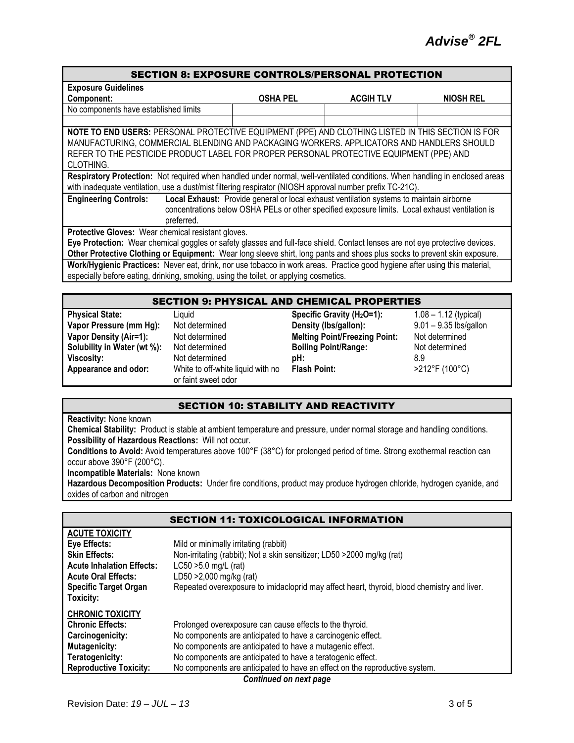## SECTION 8: EXPOSURE CONTROLS/PERSONAL PROTECTION

**Exposure Guidelines**

| Component: | OSHA PEL | ACGIH TLV | NIOSH REL |
|---|---|---|---|
| No components have established limits | | | |

**NOTE TO END USERS:** PERSONAL PROTECTIVE EQUIPMENT (PPE) AND CLOTHING LISTED IN THIS SECTION IS FOR MANUFACTURING, COMMERCIAL BLENDING AND PACKAGING WORKERS. APPLICATORS AND HANDLERS SHOULD REFER TO THE PESTICIDE PRODUCT LABEL FOR PROPER PERSONAL PROTECTIVE EQUIPMENT (PPE) AND CLOTHING.

**Respiratory Protection:** Not required when handled under normal, well-ventilated conditions. When handling in enclosed areas with inadequate ventilation, use a dust/mist filtering respirator (NIOSH approval number prefix TC-21C).

**Engineering Controls:** **Local Exhaust:** Provide general or local exhaust ventilation systems to maintain airborne concentrations below OSHA PELs or other specified exposure limits. Local exhaust ventilation is preferred.

**Protective Gloves:** Wear chemical resistant gloves.

**Eye Protection:** Wear chemical goggles or safety glasses and full-face shield. Contact lenses are not eye protective devices.

**Other Protective Clothing or Equipment:** Wear long sleeve shirt, long pants and shoes plus socks to prevent skin exposure.

**Work/Hygienic Practices:** Never eat, drink, nor use tobacco in work areas. Practice good hygiene after using this material, especially before eating, drinking, smoking, using the toilet, or applying cosmetics.

## SECTION 9: PHYSICAL AND CHEMICAL PROPERTIES

| | | | |
|---|---|---|---|
| **Physical State:** | Liquid | **Specific Gravity ($H_2O$=1):** | 1.08 – 1.12 (typical) |
| **Vapor Pressure (mm Hg):** | Not determined | **Density (lbs/gallon):** | 9.01 – 9.35 lbs/gallon |
| **Vapor Density (Air=1):** | Not determined | **Melting Point/Freezing Point:** | Not determined |
| **Solubility in Water (wt %):** | Not determined | **Boiling Point/Range:** | Not determined |
| **Viscosity:** | Not determined | **pH:** | 8.9 |
| **Appearance and odor:** | White to off-white liquid with no or faint sweet odor | **Flash Point:** | >212°F (100°C) |

## SECTION 10: STABILITY AND REACTIVITY

**Reactivity:** None known

**Chemical Stability:** Product is stable at ambient temperature and pressure, under normal storage and handling conditions.

**Possibility of Hazardous Reactions:** Will not occur.

**Conditions to Avoid:** Avoid temperatures above 100°F (38°C) for prolonged period of time. Strong exothermal reaction can occur above 390°F (200°C).

**Incompatible Materials:** None known

**Hazardous Decomposition Products:** Under fire conditions, product may produce hydrogen chloride, hydrogen cyanide, and oxides of carbon and nitrogen

## SECTION 11: TOXICOLOGICAL INFORMATION

**ACUTE TOXICITY**

| | |
|---|---|
| **Eye Effects:** | Mild or minimally irritating (rabbit) |
| **Skin Effects:** | Non-irritating (rabbit); Not a skin sensitizer; LD50 >2000 mg/kg (rat) |
| **Acute Inhalation Effects:** | LC50 >5.0 mg/L (rat) |
| **Acute Oral Effects:** | LD50 >2,000 mg/kg (rat) |
| **Specific Target Organ Toxicity:** | Repeated overexposure to imidacloprid may affect heart, thyroid, blood chemistry and liver. |

**CHRONIC TOXICITY**

| | |
|---|---|
| **Chronic Effects:** | Prolonged overexposure can cause effects to the thyroid. |
| **Carcinogenicity:** | No components are anticipated to have a carcinogenic effect. |
| **Mutagenicity:** | No components are anticipated to have a mutagenic effect. |
| **Teratogenicity:** | No components are anticipated to have a teratogenic effect. |
| **Reproductive Toxicity:** | No components are anticipated to have an effect on the reproductive system. |

***Continued on next page***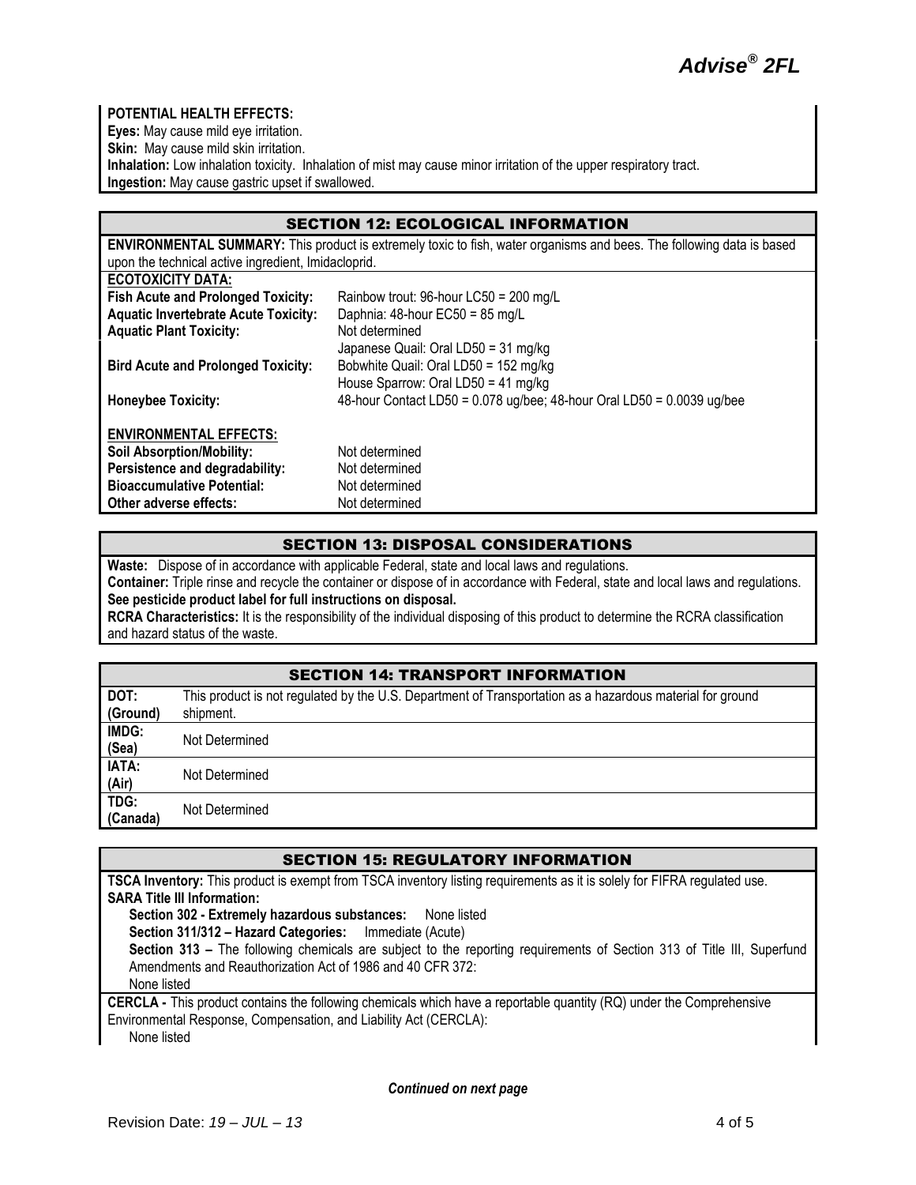**POTENTIAL HEALTH EFFECTS:**

**Eyes:** May cause mild eye irritation.
**Skin:** May cause mild skin irritation.
**Inhalation:** Low inhalation toxicity. Inhalation of mist may cause minor irritation of the upper respiratory tract.
**Ingestion:** May cause gastric upset if swallowed.

## SECTION 12: ECOLOGICAL INFORMATION

**ENVIRONMENTAL SUMMARY:** This product is extremely toxic to fish, water organisms and bees. The following data is based upon the technical active ingredient, Imidacloprid.

**ECOTOXICITY DATA:**

| | |
|---|---|
| **Fish Acute and Prolonged Toxicity:** | Rainbow trout: 96-hour LC50 = 200 mg/L |
| **Aquatic Invertebrate Acute Toxicity:** | Daphnia: 48-hour EC50 = 85 mg/L |
| **Aquatic Plant Toxicity:** | Not determined |
| **Bird Acute and Prolonged Toxicity:** | Japanese Quail: Oral LD50 = 31 mg/kg<br>Bobwhite Quail: Oral LD50 = 152 mg/kg<br>House Sparrow: Oral LD50 = 41 mg/kg |
| **Honeybee Toxicity:** | 48-hour Contact LD50 = 0.078 ug/bee; 48-hour Oral LD50 = 0.0039 ug/bee |

**ENVIRONMENTAL EFFECTS:**

| | |
|---|---|
| **Soil Absorption/Mobility:** | Not determined |
| **Persistence and degradability:** | Not determined |
| **Bioaccumulative Potential:** | Not determined |
| **Other adverse effects:** | Not determined |

## SECTION 13: DISPOSAL CONSIDERATIONS

**Waste:** Dispose of in accordance with applicable Federal, state and local laws and regulations.
**Container:** Triple rinse and recycle the container or dispose of in accordance with Federal, state and local laws and regulations.
**See pesticide product label for full instructions on disposal.**
**RCRA Characteristics:** It is the responsibility of the individual disposing of this product to determine the RCRA classification and hazard status of the waste.

## SECTION 14: TRANSPORT INFORMATION

| | |
|---|---|
| **DOT: (Ground)** | This product is not regulated by the U.S. Department of Transportation as a hazardous material for ground shipment. |
| **IMDG: (Sea)** | Not Determined |
| **IATA: (Air)** | Not Determined |
| **TDG: (Canada)** | Not Determined |

## SECTION 15: REGULATORY INFORMATION

**TSCA Inventory:** This product is exempt from TSCA inventory listing requirements as it is solely for FIFRA regulated use.
**SARA Title III Information:**

**Section 302 - Extremely hazardous substances:** None listed
**Section 311/312 – Hazard Categories:** Immediate (Acute)
**Section 313 –** The following chemicals are subject to the reporting requirements of Section 313 of Title III, Superfund Amendments and Reauthorization Act of 1986 and 40 CFR 372:
None listed

**CERCLA -** This product contains the following chemicals which have a reportable quantity (RQ) under the Comprehensive Environmental Response, Compensation, and Liability Act (CERCLA):
None listed

***Continued on next page***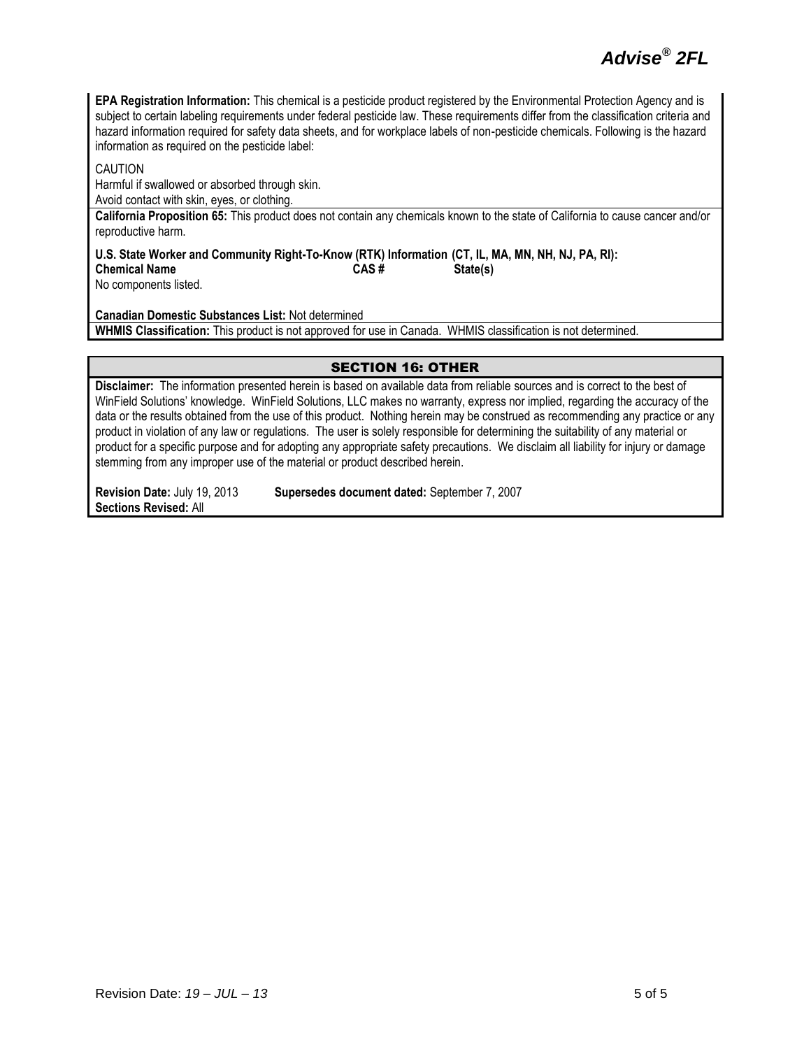**EPA Registration Information:** This chemical is a pesticide product registered by the Environmental Protection Agency and is subject to certain labeling requirements under federal pesticide law. These requirements differ from the classification criteria and hazard information required for safety data sheets, and for workplace labels of non-pesticide chemicals. Following is the hazard information as required on the pesticide label:

CAUTION
Harmful if swallowed or absorbed through skin.
Avoid contact with skin, eyes, or clothing.

**California Proposition 65:** This product does not contain any chemicals known to the state of California to cause cancer and/or reproductive harm.

**U.S. State Worker and Community Right-To-Know (RTK) Information (CT, IL, MA, MN, NH, NJ, PA, RI):**

| Chemical Name | CAS # | State(s) |
| --- | --- | --- |
| No components listed. | | |

**Canadian Domestic Substances List:** Not determined

**WHMIS Classification:** This product is not approved for use in Canada. WHMIS classification is not determined.

## SECTION 16: OTHER

**Disclaimer:** The information presented herein is based on available data from reliable sources and is correct to the best of WinField Solutions' knowledge. WinField Solutions, LLC makes no warranty, express nor implied, regarding the accuracy of the data or the results obtained from the use of this product. Nothing herein may be construed as recommending any practice or any product in violation of any law or regulations. The user is solely responsible for determining the suitability of any material or product for a specific purpose and for adopting any appropriate safety precautions. We disclaim all liability for injury or damage stemming from any improper use of the material or product described herein.

**Revision Date:** July 19, 2013 **Supersedes document dated:** September 7, 2007
**Sections Revised:** All